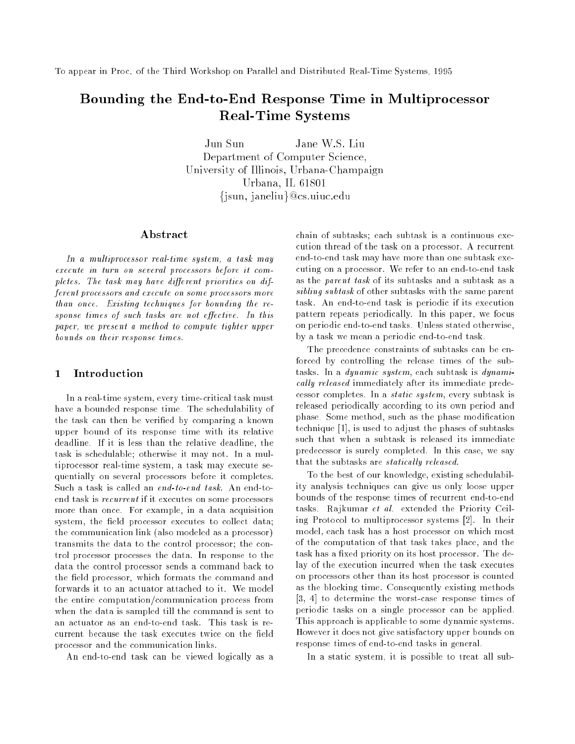To appear in Proc. of the Third Workshop on Parallel and Distributed Real-Time Systems, 1995

# Bounding the End-to-End Response Time in Multiprocessor Real-Time Systems

Jun Sun Jane W.S. Liu
Department of Computer Science,
University of Illinois, Urbana-Champaign
Urbana, IL 61801
{jsun, janeliu}@cs.uiuc.edu

## Abstract

*In a multiprocessor real-time system, a task may execute in turn on several processors before it completes. The task may have different priorities on different processors and execute on some processors more than once. Existing techniques for bounding the response times of such tasks are not effective. In this paper, we present a method to compute tighter upper bounds on their response times.*

## 1 Introduction

In a real-time system, every time-critical task must have a bounded response time. The schedulability of the task can then be verified by comparing a known upper bound of its response time with its relative deadline. If it is less than the relative deadline, the task is schedulable; otherwise it may not. In a multiprocessor real-time system, a task may execute sequentially on several processors before it completes. Such a task is called an *end-to-end task*. An end-to-end task is *recurrent* if it executes on some processors more than once. For example, in a data acquisition system, the field processor executes to collect data; the communication link (also modeled as a processor) transmits the data to the control processor; the control processor processes the data. In response to the data the control processor sends a command back to the field processor, which formats the command and forwards it to an actuator attached to it. We model the entire computation/communication process from when the data is sampled till the command is sent to an actuator as an end-to-end task. This task is recurrent because the task executes twice on the field processor and the communication links.

An end-to-end task can be viewed logically as a chain of subtasks; each subtask is a continuous execution thread of the task on a processor. A recurrent end-to-end task may have more than one subtask executing on a processor. We refer to an end-to-end task as the *parent task* of its subtasks and a subtask as a *sibling subtask* of other subtasks with the same parent task. An end-to-end task is periodic if its execution pattern repeats periodically. In this paper, we focus on periodic end-to-end tasks. Unless stated otherwise, by a task we mean a periodic end-to-end task.

The precedence constraints of subtasks can be enforced by controlling the release times of the subtasks. In a *dynamic system*, each subtask is *dynamically released* immediately after its immediate predecessor completes. In a *static system*, every subtask is released periodically according to its own period and phase. Some method, such as the phase modification technique [1], is used to adjust the phases of subtasks such that when a subtask is released its immediate predecessor is surely completed. In this case, we say that the subtasks are *statically released*.

To the best of our knowledge, existing schedulability analysis techniques can give us only loose upper bounds of the response times of recurrent end-to-end tasks. Rajkumar *et al.* extended the Priority Ceiling Protocol to multiprocessor systems [2]. In their model, each task has a host processor on which most of the computation of that task takes place, and the task has a fixed priority on its host processor. The delay of the execution incurred when the task executes on processors other than its host processor is counted as the blocking time. Consequently existing methods [3, 4] to determine the worst-case response times of periodic tasks on a single processor can be applied. This approach is applicable to some dynamic systems. However it does not give satisfactory upper bounds on response times of end-to-end tasks in general.

In a static system, it is possible to treat all sub-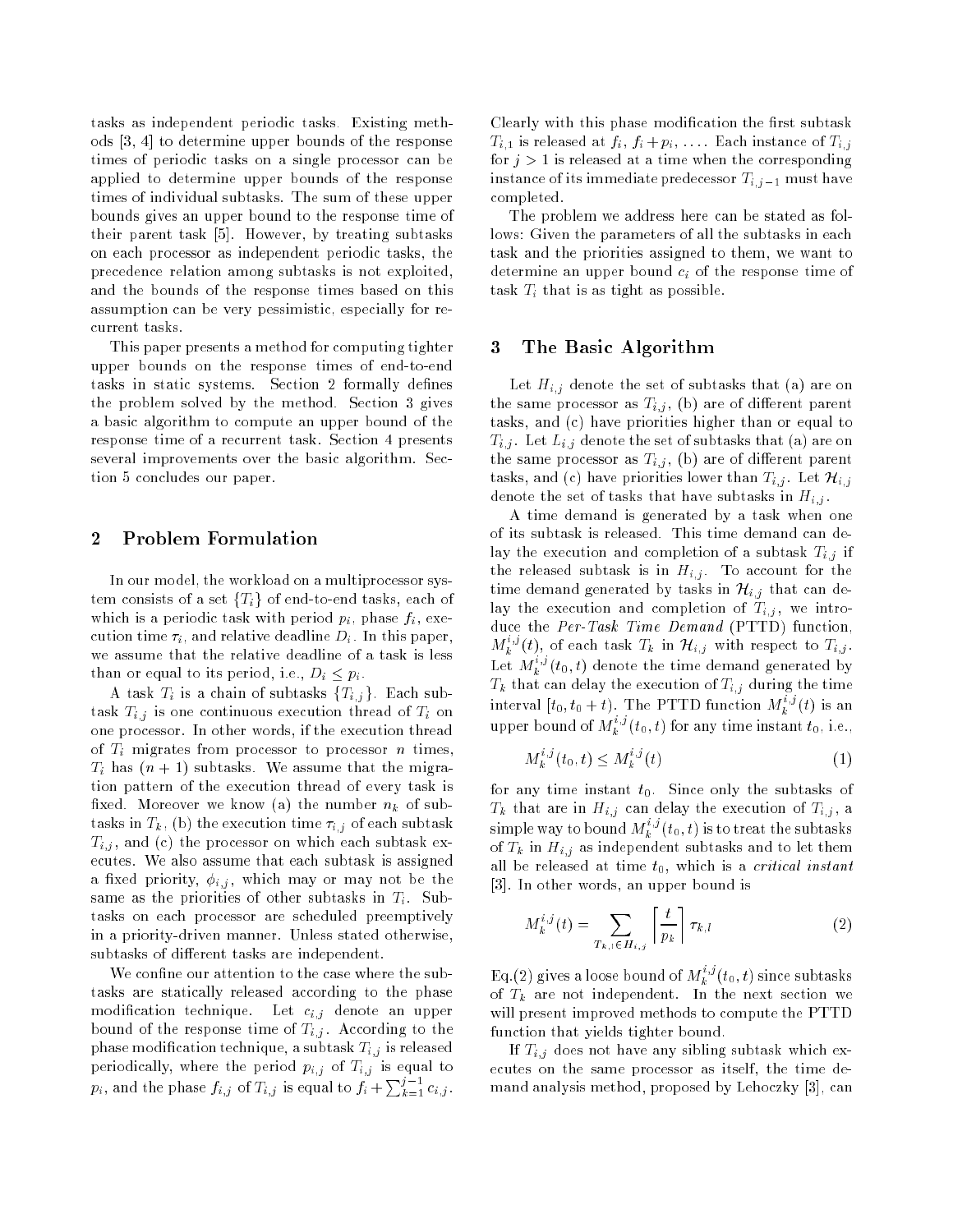tasks as independent periodic tasks. Existing methods [3, 4] to determine upper bounds of the response times of periodic tasks on a single processor can be applied to determine upper bounds of the response times of individual subtasks. The sum of these upper bounds gives an upper bound to the response time of their parent task [5]. However, by treating subtasks on each processor as independent periodic tasks, the precedence relation among subtasks is not exploited, and the bounds of the response times based on this assumption can be very pessimistic, especially for recurrent tasks.

This paper presents a method for computing tighter upper bounds on the response times of end-to-end tasks in static systems. Section 2 formally defines the problem solved by the method. Section 3 gives a basic algorithm to compute an upper bound of the response time of a recurrent task. Section 4 presents several improvements over the basic algorithm. Section 5 concludes our paper.

## 2 Problem Formulation

In our model, the workload on a multiprocessor system consists of a set $\{T_i\}$ of end-to-end tasks, each of which is a periodic task with period $p_i$, phase $f_i$, execution time $\tau_i$, and relative deadline $D_i$. In this paper, we assume that the relative deadline of a task is less than or equal to its period, i.e., $D_i \leq p_i$.

A task $T_i$ is a chain of subtasks $\{T_{i,j}\}$. Each subtask $T_{i,j}$ is one continuous execution thread of $T_i$ on one processor. In other words, if the execution thread of $T_i$ migrates from processor to processor $n$ times, $T_i$ has $(n+1)$ subtasks. We assume that the migration pattern of the execution thread of every task is fixed. Moreover we know (a) the number $n_k$ of subtasks in $T_k$, (b) the execution time $\tau_{i,j}$ of each subtask $T_{i,j}$, and (c) the processor on which each subtask executes. We also assume that each subtask is assigned a fixed priority, $\phi_{i,j}$, which may or may not be the same as the priorities of other subtasks in $T_i$. Subtasks on each processor are scheduled preemptively in a priority-driven manner. Unless stated otherwise, subtasks of different tasks are independent.

We confine our attention to the case where the subtasks are statically released according to the phase modification technique. Let $c_{i,j}$ denote an upper bound of the response time of $T_{i,j}$. According to the phase modification technique, a subtask $T_{i,j}$ is released periodically, where the period $p_{i,j}$ of $T_{i,j}$ is equal to $p_i$, and the phase $f_{i,j}$ of $T_{i,j}$ is equal to $f_i + \sum_{k=1}^{j-1} c_{i,j}$. Clearly with this phase modification the first subtask $T_{i,1}$ is released at $f_i$, $f_i + p_i$, .... Each instance of $T_{i,j}$ for $j > 1$ is released at a time when the corresponding instance of its immediate predecessor $T_{i,j-1}$ must have completed.

The problem we address here can be stated as follows: Given the parameters of all the subtasks in each task and the priorities assigned to them, we want to determine an upper bound $c_i$ of the response time of task $T_i$ that is as tight as possible.

## 3 The Basic Algorithm

Let $H_{i,j}$ denote the set of subtasks that (a) are on the same processor as $T_{i,j}$, (b) are of different parent tasks, and (c) have priorities higher than or equal to $T_{i,j}$. Let $L_{i,j}$ denote the set of subtasks that (a) are on the same processor as $T_{i,j}$, (b) are of different parent tasks, and (c) have priorities lower than $T_{i,j}$. Let $\mathcal{H}_{i,j}$ denote the set of tasks that have subtasks in $H_{i,j}$.

A time demand is generated by a task when one of its subtask is released. This time demand can delay the execution and completion of a subtask $T_{i,j}$ if the released subtask is in $H_{i,j}$. To account for the time demand generated by tasks in $\mathcal{H}_{i,j}$ that can delay the execution and completion of $T_{i,j}$, we introduce the *Per-Task Time Demand* (PTTD) function, $M_k^{i,j}(t)$, of each task $T_k$ in $\mathcal{H}_{i,j}$ with respect to $T_{i,j}$. Let $M_k^{i,j}(t_0, t)$ denote the time demand generated by $T_k$ that can delay the execution of $T_{i,j}$ during the time interval $[t_0, t_0 + t)$. The PTTD function $M_k^{i,j}(t)$ is an upper bound of $M_k^{i,j}(t_0, t)$ for any time instant $t_0$, i.e.,

$$M_k^{i,j}(t_0, t) \leq M_k^{i,j}(t) \tag{1}$$

for any time instant $t_0$. Since only the subtasks of $T_k$ that are in $H_{i,j}$ can delay the execution of $T_{i,j}$, a simple way to bound $M_k^{i,j}(t_0, t)$ is to treat the subtasks of $T_k$ in $H_{i,j}$ as independent subtasks and to let them all be released at time $t_0$, which is a *critical instant* [3]. In other words, an upper bound is

$$M_k^{i,j}(t) = \sum_{T_{k,l} \in H_{i,j}} \left\lceil \frac{t}{p_k} \right\rceil \tau_{k,l} \tag{2}$$

Eq.(2) gives a loose bound of $M_k^{i,j}(t_0, t)$ since subtasks of $T_k$ are not independent. In the next section we will present improved methods to compute the PTTD function that yields tighter bound.

If $T_{i,j}$ does not have any sibling subtask which executes on the same processor as itself, the time demand analysis method, proposed by Lehoczky [3], can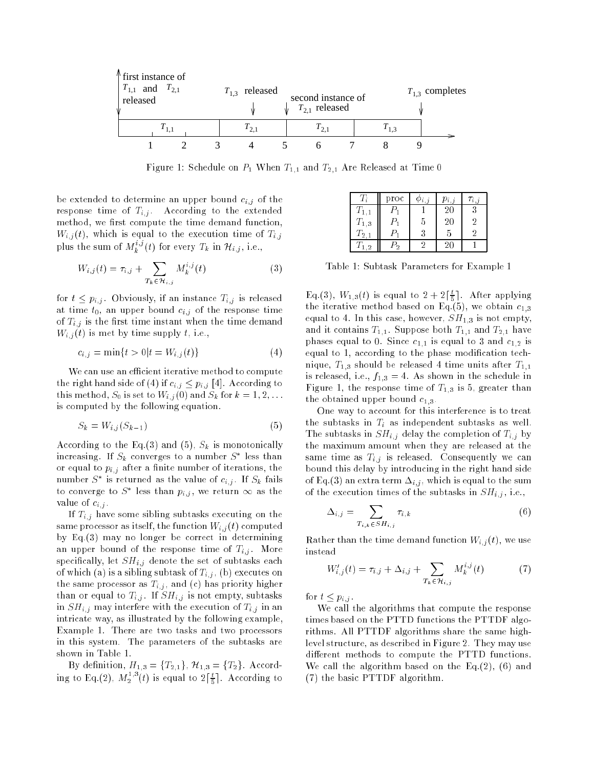Figure 1: Schedule on $P_1$ When $T_{1,1}$ and $T_{2,1}$ Are Released at Time 0

be extended to determine an upper bound $c_{i,j}$ of the response time of $T_{i,j}$. According to the extended method, we first compute the time demand function, $W_{i,j}(t)$, which is equal to the execution time of $T_{i,j}$ plus the sum of $M_k^{i,j}(t)$ for every $T_k$ in $\mathcal{H}_{i,j}$, i.e.,

$$W_{i,j}(t) = \tau_{i,j} + \sum_{T_k \in \mathcal{H}_{i,j}} M_k^{i,j}(t) \tag{3}$$

for $t \leq p_{i,j}$. Obviously, if an instance $T_{i,j}$ is released at time $t_0$, an upper bound $c_{i,j}$ of the response time of $T_{i,j}$ is the first time instant when the time demand $W_{i,j}(t)$ is met by time supply $t$, i.e.,

$$c_{i,j} = \min\{t > 0 | t = W_{i,j}(t)\} \tag{4}$$

We can use an efficient iterative method to compute the right hand side of (4) if $c_{i,j} \leq p_{i,j}$ [4]. According to this method, $S_0$ is set to $W_{i,j}(0)$ and $S_k$ for $k = 1, 2, \ldots$ is computed by the following equation.

$$S_k = W_{i,j}(S_{k-1}) \tag{5}$$

According to the Eq.(3) and (5), $S_k$ is monotonically increasing. If $S_k$ converges to a number $S^*$ less than or equal to $p_{i,j}$ after a finite number of iterations, the number $S^*$ is returned as the value of $c_{i,j}$. If $S_k$ fails to converge to $S^*$ less than $p_{i,j}$, we return $\infty$ as the value of $c_{i,j}$.

If $T_{i,j}$ have some sibling subtasks executing on the same processor as itself, the function $W_{i,j}(t)$ computed by Eq.(3) may no longer be correct in determining an upper bound of the response time of $T_{i,j}$. More specifically, let $SH_{i,j}$ denote the set of subtasks each of which (a) is a sibling subtask of $T_{i,j}$, (b) executes on the same processor as $T_{i,j}$, and (c) has priority higher than or equal to $T_{i,j}$. If $SH_{i,j}$ is not empty, subtasks in $SH_{i,j}$ may interfere with the execution of $T_{i,j}$ in an intricate way, as illustrated by the following example, Example 1. There are two tasks and two processors in this system. The parameters of the subtasks are shown in Table 1.

| $T_i$ | proc | $\phi_{i,j}$ | $p_{i,j}$ | $\tau_{i,j}$ |
|---|---|---|---|---|
| $T_{1,1}$ | $P_1$ | 1 | 20 | 3 |
| $T_{1,3}$ | $P_1$ | 5 | 20 | 2 |
| $T_{2,1}$ | $P_1$ | 3 | 5 | 2 |
| $T_{1,2}$ | $P_2$ | 2 | 20 | 1 |

Table 1: Subtask Parameters for Example 1

By definition, $H_{1,3} = \{T_{2,1}\}$, $\mathcal{H}_{1,3} = \{T_2\}$. According to Eq.(2), $M_2^{1,3}(t)$ is equal to $2\lceil \frac{t}{5} \rceil$. According to Eq.(3), $W_{1,3}(t)$ is equal to $2 + 2\lceil \frac{t}{5} \rceil$. After applying the iterative method based on Eq.(5), we obtain $c_{1,3}$ equal to 4. In this case, however, $SH_{1,3}$ is not empty, and it contains $T_{1,1}$. Suppose both $T_{1,1}$ and $T_{2,1}$ have phases equal to 0. Since $c_{1,1}$ is equal to 3 and $c_{1,2}$ is equal to 1, according to the phase modification technique, $T_{1,3}$ should be released 4 time units after $T_{1,1}$ is released, i.e., $f_{1,3} = 4$. As shown in the schedule in Figure 1, the response time of $T_{1,3}$ is 5, greater than the obtained upper bound $c_{1,3}$.

One way to account for this interference is to treat the subtasks in $T_i$ as independent subtasks as well. The subtasks in $SH_{i,j}$ delay the completion of $T_{i,j}$ by the maximum amount when they are released at the same time as $T_{i,j}$ is released. Consequently we can bound this delay by introducing in the right hand side of Eq.(3) an extra term $\Delta_{i,j}$, which is equal to the sum of the execution times of the subtasks in $SH_{i,j}$, i.e.,

$$\Delta_{i,j} = \sum_{T_{i,k} \in SH_{i,j}} \tau_{i,k} \tag{6}$$

Rather than the time demand function $W_{i,j}(t)$, we use instead

$$W'_{i,j}(t) = \tau_{i,j} + \Delta_{i,j} + \sum_{T_k \in \mathcal{H}_{i,j}} M_k^{i,j}(t) \tag{7}$$

for $t \leq p_{i,j}$.

We call the algorithms that compute the response times based on the PTTD functions the PTTDF algorithms. All PTTDF algorithms share the same high-level structure, as described in Figure 2. They may use different methods to compute the PTTD functions. We call the algorithm based on the Eq.(2), (6) and (7) the basic PTTDF algorithm.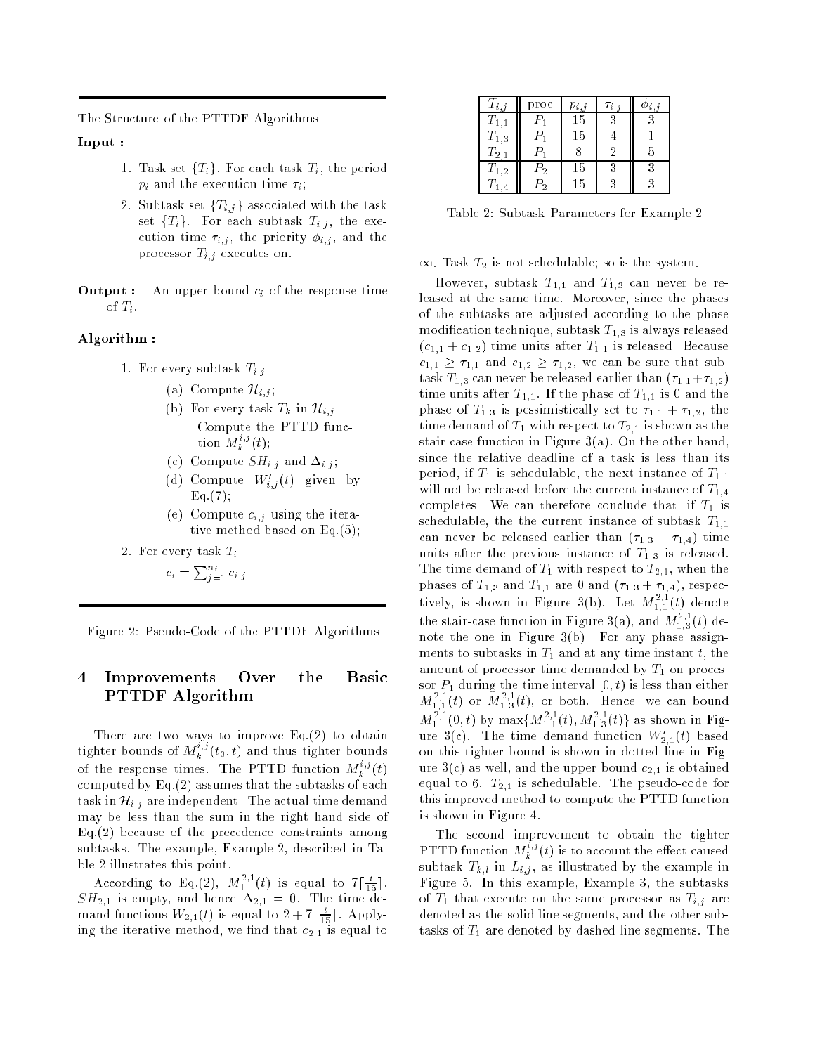The Structure of the PTTDF Algorithms

**Input :**

1. Task set $\{T_i\}$. For each task $T_i$, the period $p_i$ and the execution time $\tau_i$;
2. Subtask set $\{T_{i,j}\}$ associated with the task set $\{T_i\}$. For each subtask $T_{i,j}$, the execution time $\tau_{i,j}$, the priority $\phi_{i,j}$, and the processor $T_{i,j}$ executes on.

**Output :** An upper bound $c_i$ of the response time of $T_i$.

**Algorithm :**

1. For every subtask $T_{i,j}$
   (a) Compute $\mathcal{H}_{i,j}$;
   (b) For every task $T_k$ in $\mathcal{H}_{i,j}$
       Compute the PTTD function $M_k^{i,j}(t)$;
   (c) Compute $SH_{i,j}$ and $\Delta_{i,j}$;
   (d) Compute $W'_{i,j}(t)$ given by Eq.(7);
   (e) Compute $c_{i,j}$ using the iterative method based on Eq.(5);
2. For every task $T_i$
   $c_i = \sum_{j=1}^{n_i} c_{i,j}$

Figure 2: Pseudo-Code of the PTTDF Algorithms

# 4 Improvements Over the Basic PTTDF Algorithm

There are two ways to improve Eq.(2) to obtain tighter bounds of $M_k^{i,j}(t_0, t)$ and thus tighter bounds of the response times. The PTTD function $M_k^{i,j}(t)$ computed by Eq.(2) assumes that the subtasks of each task in $\mathcal{H}_{i,j}$ are independent. The actual time demand may be less than the sum in the right hand side of Eq.(2) because of the precedence constraints among subtasks. The example, Example 2, described in Table 2 illustrates this point.

According to Eq.(2), $M_1^{2,1}(t)$ is equal to $7\lceil\frac{t}{15}\rceil$. $SH_{2,1}$ is empty, and hence $\Delta_{2,1} = 0$. The time demand functions $W_{2,1}(t)$ is equal to $2 + 7\lceil\frac{t}{15}\rceil$. Applying the iterative method, we find that $c_{2,1}$ is equal to $\infty$. Task $T_2$ is not schedulable; so is the system.

| $T_{i,j}$ | proc | $p_{i,j}$ | $\tau_{i,j}$ | $\phi_{i,j}$ |
|---|---|---|---|---|
| $T_{1,1}$ | $P_1$ | 15 | 3 | 3 |
| $T_{1,3}$ | $P_1$ | 15 | 4 | 1 |
| $T_{2,1}$ | $P_1$ | 8 | 2 | 5 |
| $T_{1,2}$ | $P_2$ | 15 | 3 | 3 |
| $T_{1,4}$ | $P_2$ | 15 | 3 | 3 |

Table 2: Subtask Parameters for Example 2

However, subtask $T_{1,1}$ and $T_{1,3}$ can never be released at the same time. Moreover, since the phases of the subtasks are adjusted according to the phase modification technique, subtask $T_{1,3}$ is always released $(c_{1,1} + c_{1,2})$ time units after $T_{1,1}$ is released. Because $c_{1,1} \geq \tau_{1,1}$ and $c_{1,2} \geq \tau_{1,2}$, we can be sure that subtask $T_{1,3}$ can never be released earlier than $(\tau_{1,1}+\tau_{1,2})$ time units after $T_{1,1}$. If the phase of $T_{1,1}$ is 0 and the phase of $T_{1,3}$ is pessimistically set to $\tau_{1,1} + \tau_{1,2}$, the time demand of $T_1$ with respect to $T_{2,1}$ is shown as the stair-case function in Figure 3(a). On the other hand, since the relative deadline of a task is less than its period, if $T_1$ is schedulable, the next instance of $T_{1,1}$ will not be released before the current instance of $T_{1,4}$ completes. We can therefore conclude that, if $T_1$ is schedulable, the the current instance of subtask $T_{1,1}$ can never be released earlier than $(\tau_{1,3} + \tau_{1,4})$ time units after the previous instance of $T_{1,3}$ is released. The time demand of $T_1$ with respect to $T_{2,1}$, when the phases of $T_{1,3}$ and $T_{1,1}$ are 0 and $(\tau_{1,3} + \tau_{1,4})$, respectively, is shown in Figure 3(b). Let $M_{1,1}^{2,1}(t)$ denote the stair-case function in Figure 3(a), and $M_{1,3}^{2,1}(t)$ denote the one in Figure 3(b). For any phase assignments to subtasks in $T_1$ and at any time instant $t$, the amount of processor time demanded by $T_1$ on processor $P_1$ during the time interval $[0, t)$ is less than either $M_{1,1}^{2,1}(t)$ or $M_{1,3}^{2,1}(t)$, or both. Hence, we can bound $M_1^{2,1}(0, t)$ by $\max\{M_{1,1}^{2,1}(t), M_{1,3}^{2,1}(t)\}$ as shown in Figure 3(c). The time demand function $W'_{2,1}(t)$ based on this tighter bound is shown in dotted line in Figure 3(c) as well, and the upper bound $c_{2,1}$ is obtained equal to 6. $T_{2,1}$ is schedulable. The pseudo-code for this improved method to compute the PTTD function is shown in Figure 4.

The second improvement to obtain the tighter PTTD function $M_k^{i,j}(t)$ is to account the effect caused subtask $T_{k,l}$ in $L_{i,j}$, as illustrated by the example in Figure 5. In this example, Example 3, the subtasks of $T_1$ that execute on the same processor as $T_{i,j}$ are denoted as the solid line segments, and the other subtasks of $T_1$ are denoted by dashed line segments. The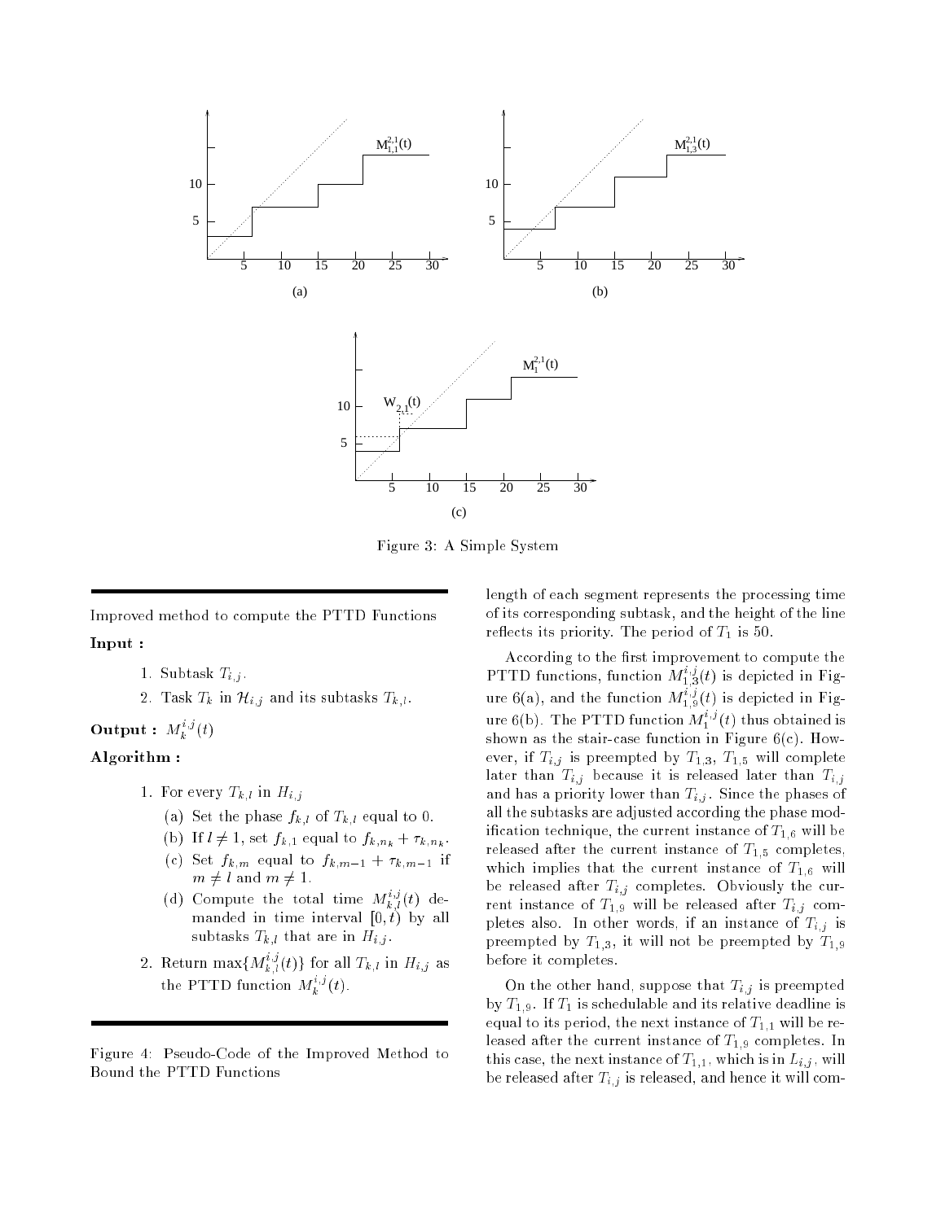Figure 3: A Simple System

---

Improved method to compute the PTTD Functions

**Input :**

1. Subtask $T_{i,j}$.
2. Task $T_k$ in $\mathcal{H}_{i,j}$ and its subtasks $T_{k,l}$.

**Output :** $M_k^{i,j}(t)$

**Algorithm :**

1. For every $T_{k,l}$ in $H_{i,j}$
   (a) Set the phase $f_{k,l}$ of $T_{k,l}$ equal to 0.
   (b) If $l \neq 1$, set $f_{k,1}$ equal to $f_{k,n_k} + \tau_{k,n_k}$.
   (c) Set $f_{k,m}$ equal to $f_{k,m-1} + \tau_{k,m-1}$ if $m \neq l$ and $m \neq 1$.
   (d) Compute the total time $M_{k,l}^{i,j}(t)$ demanded in time interval $[0, t)$ by all subtasks $T_{k,l}$ that are in $H_{i,j}$.
2. Return $\max\{M_{k,l}^{i,j}(t)\}$ for all $T_{k,l}$ in $H_{i,j}$ as the PTTD function $M_k^{i,j}(t)$.

---

Figure 4: Pseudo-Code of the Improved Method to Bound the PTTD Functions

length of each segment represents the processing time of its corresponding subtask, and the height of the line reflects its priority. The period of $T_1$ is 50.

According to the first improvement to compute the PTTD functions, function $M_{1,3}^{i,j}(t)$ is depicted in Figure 6(a), and the function $M_{1,9}^{i,j}(t)$ is depicted in Figure 6(b). The PTTD function $M_1^{i,j}(t)$ thus obtained is shown as the stair-case function in Figure 6(c). However, if $T_{i,j}$ is preempted by $T_{1,3}$, $T_{1,5}$ will complete later than $T_{i,j}$ because it is released later than $T_{i,j}$ and has a priority lower than $T_{i,j}$. Since the phases of all the subtasks are adjusted according the phase modification technique, the current instance of $T_{1,6}$ will be released after the current instance of $T_{1,5}$ completes, which implies that the current instance of $T_{1,6}$ will be released after $T_{i,j}$ completes. Obviously the current instance of $T_{1,9}$ will be released after $T_{i,j}$ completes also. In other words, if an instance of $T_{i,j}$ is preempted by $T_{1,3}$, it will not be preempted by $T_{1,9}$ before it completes.

On the other hand, suppose that $T_{i,j}$ is preempted by $T_{1,9}$. If $T_1$ is schedulable and its relative deadline is equal to its period, the next instance of $T_{1,1}$ will be released after the current instance of $T_{1,9}$ completes. In this case, the next instance of $T_{1,1}$, which is in $L_{i,j}$, will be released after $T_{i,j}$ is released, and hence it will com-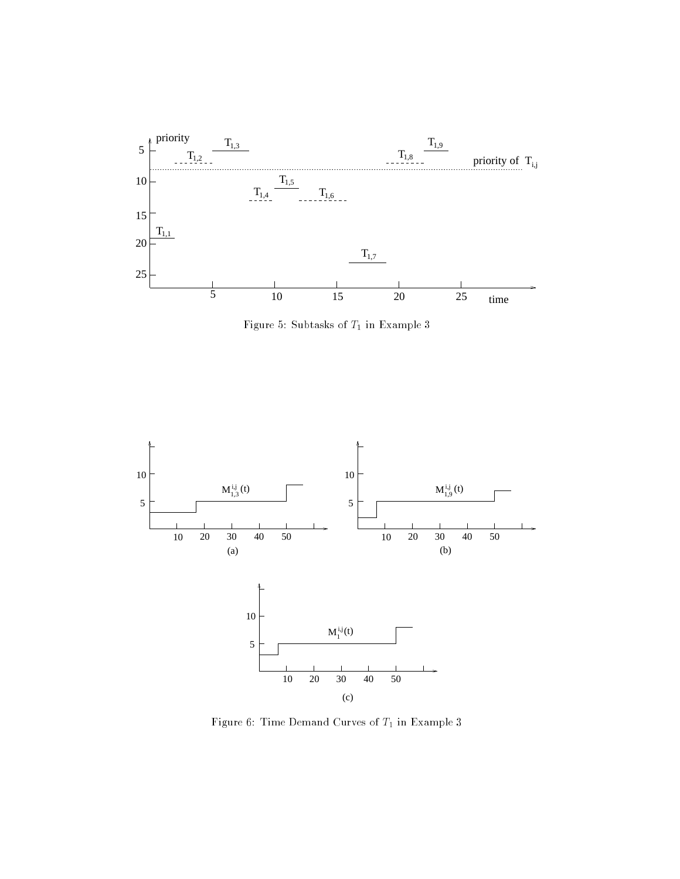Figure 5: Subtasks of $T_1$ in Example 3

Figure 6: Time Demand Curves of $T_1$ in Example 3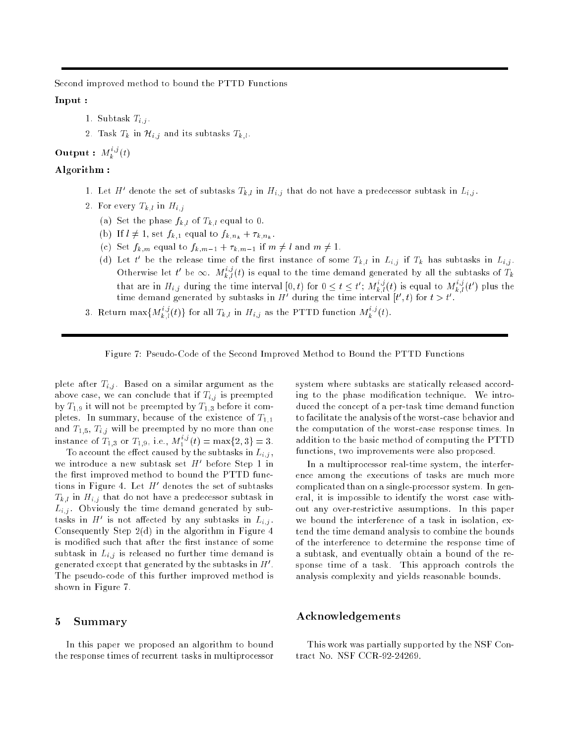Second improved method to bound the PTTD Functions

**Input :**

1. Subtask $T_{i,j}$.
2. Task $T_k$ in $\mathcal{H}_{i,j}$ and its subtasks $T_{k,l}$.

**Output :** $M_k^{i,j}(t)$

**Algorithm :**

1. Let $H'$ denote the set of subtasks $T_{k,l}$ in $H_{i,j}$ that do not have a predecessor subtask in $L_{i,j}$.
2. For every $T_{k,l}$ in $H_{i,j}$
   (a) Set the phase $f_{k,l}$ of $T_{k,l}$ equal to 0.
   (b) If $l \neq 1$, set $f_{k,1}$ equal to $f_{k,n_k} + \tau_{k,n_k}$.
   (c) Set $f_{k,m}$ equal to $f_{k,m-1} + \tau_{k,m-1}$ if $m \neq l$ and $m \neq 1$.
   (d) Let $t'$ be the release time of the first instance of some $T_{k,l}$ in $L_{i,j}$ if $T_k$ has subtasks in $L_{i,j}$. Otherwise let $t'$ be $\infty$. $M_{k,l}^{i,j}(t)$ is equal to the time demand generated by all the subtasks of $T_k$ that are in $H_{i,j}$ during the time interval $[0,t)$ for $0 \leq t \leq t'$; $M_{k,l}^{i,j}(t)$ is equal to $M_{k,l}^{i,j}(t')$ plus the time demand generated by subtasks in $H'$ during the time interval $[t',t)$ for $t > t'$.
3. Return $\max\{M_{k,l}^{i,j}(t)\}$ for all $T_{k,l}$ in $H_{i,j}$ as the PTTD function $M_k^{i,j}(t)$.

Figure 7: Pseudo-Code of the Second Improved Method to Bound the PTTD Functions

plete after $T_{i,j}$. Based on a similar argument as the above case, we can conclude that if $T_{i,j}$ is preempted by $T_{1,9}$ it will not be preempted by $T_{1,3}$ before it completes. In summary, because of the existence of $T_{1,1}$ and $T_{1,5}$, $T_{i,j}$ will be preempted by no more than one instance of $T_{1,3}$ or $T_{1,9}$, i.e., $M_1^{i,j}(t) = \max\{2,3\} = 3$.

To account the effect caused by the subtasks in $L_{i,j}$, we introduce a new subtask set $H'$ before Step 1 in the first improved method to bound the PTTD functions in Figure 4. Let $H'$ denotes the set of subtasks $T_{k,l}$ in $H_{i,j}$ that do not have a predecessor subtask in $L_{i,j}$. Obviously the time demand generated by subtasks in $H'$ is not affected by any subtasks in $L_{i,j}$. Consequently Step 2(d) in the algorithm in Figure 4 is modified such that after the first instance of some subtask in $L_{i,j}$ is released no further time demand is generated except that generated by the subtasks in $H'$. The pseudo-code of this further improved method is shown in Figure 7.

## 5 Summary

In this paper we proposed an algorithm to bound the response times of recurrent tasks in multiprocessor system where subtasks are statically released according to the phase modification technique. We introduced the concept of a per-task time demand function to facilitate the analysis of the worst-case behavior and the computation of the worst-case response times. In addition to the basic method of computing the PTTD functions, two improvements were also proposed.

In a multiprocessor real-time system, the interference among the executions of tasks are much more complicated than on a single-processor system. In general, it is impossible to identify the worst case without any over-restrictive assumptions. In this paper we bound the interference of a task in isolation, extend the time demand analysis to combine the bounds of the interference to determine the response time of a subtask, and eventually obtain a bound of the response time of a task. This approach controls the analysis complexity and yields reasonable bounds.

## Acknowledgements

This work was partially supported by the NSF Contract No. NSF CCR-92-24269.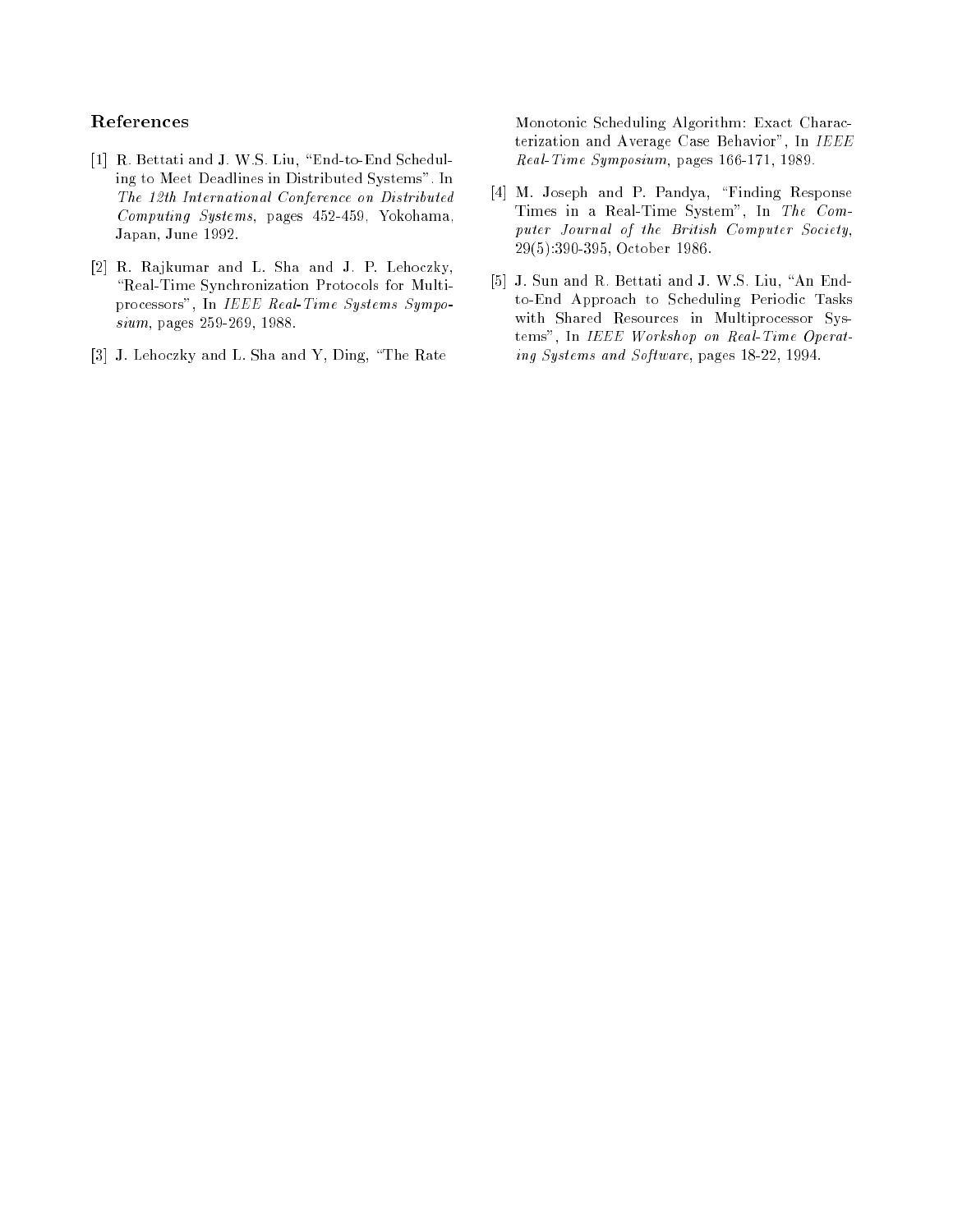## References

[1] R. Bettati and J. W.S. Liu, "End-to-End Scheduling to Meet Deadlines in Distributed Systems". In *The 12th International Conference on Distributed Computing Systems*, pages 452-459, Yokohama, Japan, June 1992.

[2] R. Rajkumar and L. Sha and J. P. Lehoczky, "Real-Time Synchronization Protocols for Multiprocessors", In *IEEE Real-Time Systems Symposium*, pages 259-269, 1988.

[3] J. Lehoczky and L. Sha and Y, Ding, "The Rate Monotonic Scheduling Algorithm: Exact Characterization and Average Case Behavior", In *IEEE Real-Time Symposium*, pages 166-171, 1989.

[4] M. Joseph and P. Pandya, "Finding Response Times in a Real-Time System", In *The Computer Journal of the British Computer Society*, 29(5):390-395, October 1986.

[5] J. Sun and R. Bettati and J. W.S. Liu, "An End-to-End Approach to Scheduling Periodic Tasks with Shared Resources in Multiprocessor Systems", In *IEEE Workshop on Real-Time Operating Systems and Software*, pages 18-22, 1994.